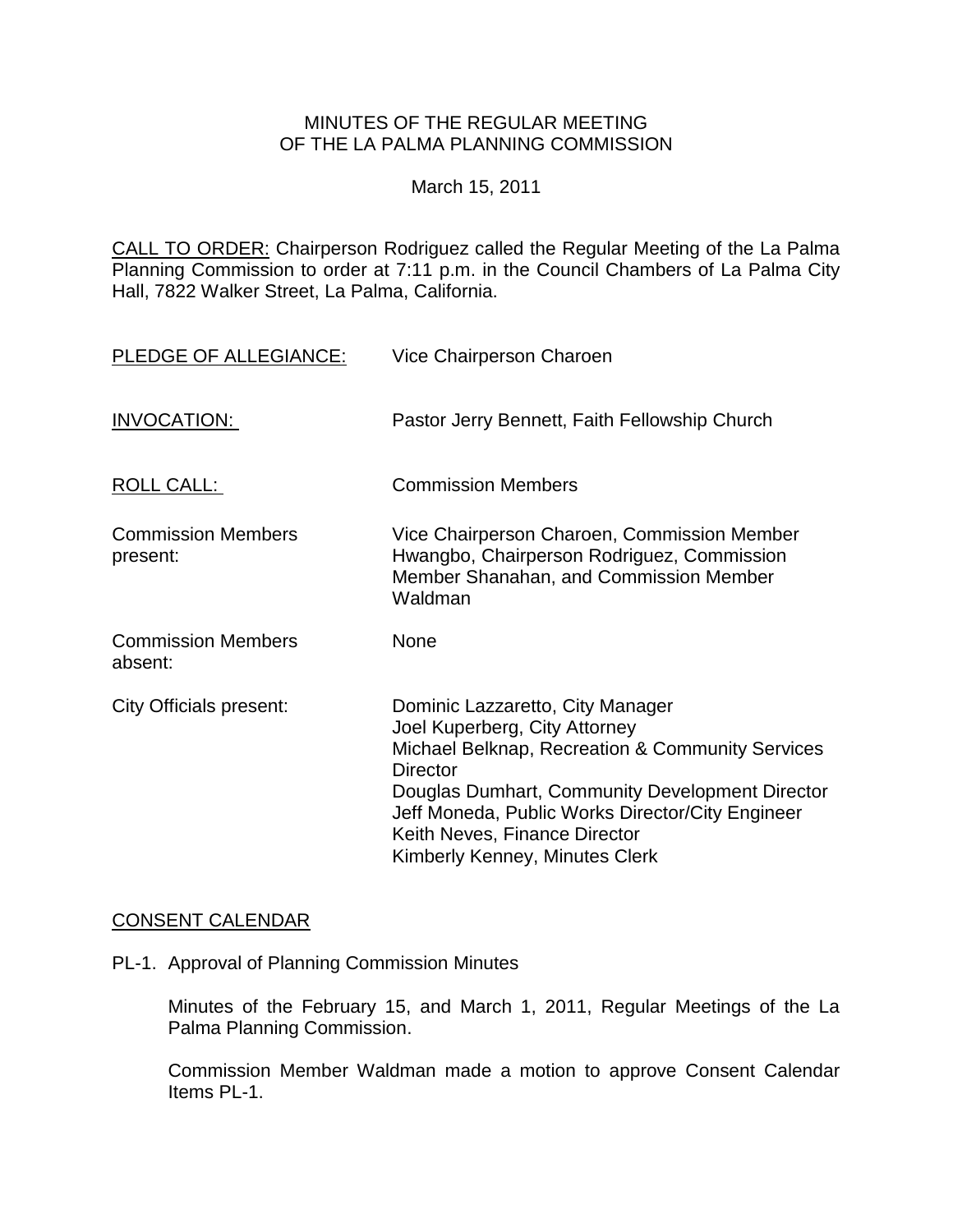MINUTES OF THE REGULAR MEETING
OF THE LA PALMA PLANNING COMMISSION

March 15, 2011

CALL TO ORDER: Chairperson Rodriguez called the Regular Meeting of the La Palma Planning Commission to order at 7:11 p.m. in the Council Chambers of La Palma City Hall, 7822 Walker Street, La Palma, California.

PLEDGE OF ALLEGIANCE: Vice Chairperson Charoen

INVOCATION: Pastor Jerry Bennett, Faith Fellowship Church

ROLL CALL: Commission Members

Commission Members present: Vice Chairperson Charoen, Commission Member Hwangbo, Chairperson Rodriguez, Commission Member Shanahan, and Commission Member Waldman

Commission Members absent: None

City Officials present:
Dominic Lazzaretto, City Manager
Joel Kuperberg, City Attorney
Michael Belknap, Recreation & Community Services Director
Douglas Dumhart, Community Development Director
Jeff Moneda, Public Works Director/City Engineer
Keith Neves, Finance Director
Kimberly Kenney, Minutes Clerk

CONSENT CALENDAR

PL-1. Approval of Planning Commission Minutes

Minutes of the February 15, and March 1, 2011, Regular Meetings of the La Palma Planning Commission.

Commission Member Waldman made a motion to approve Consent Calendar Items PL-1.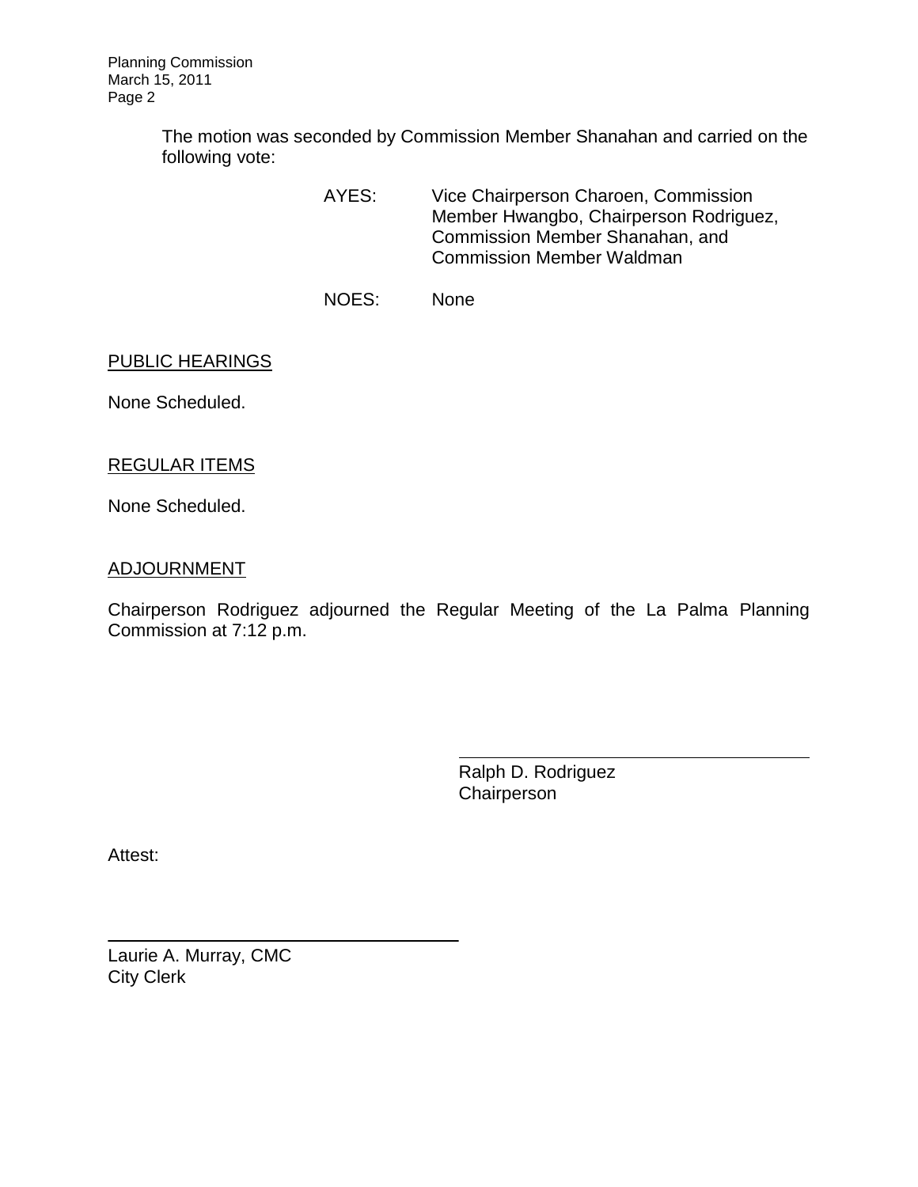The motion was seconded by Commission Member Shanahan and carried on the following vote:

AYES: Vice Chairperson Charoen, Commission Member Hwangbo, Chairperson Rodriguez, Commission Member Shanahan, and Commission Member Waldman

NOES: None

PUBLIC HEARINGS

None Scheduled.

REGULAR ITEMS

None Scheduled.

ADJOURNMENT

Chairperson Rodriguez adjourned the Regular Meeting of the La Palma Planning Commission at 7:12 p.m.

Ralph D. Rodriguez
Chairperson

Attest:

Laurie A. Murray, CMC
City Clerk